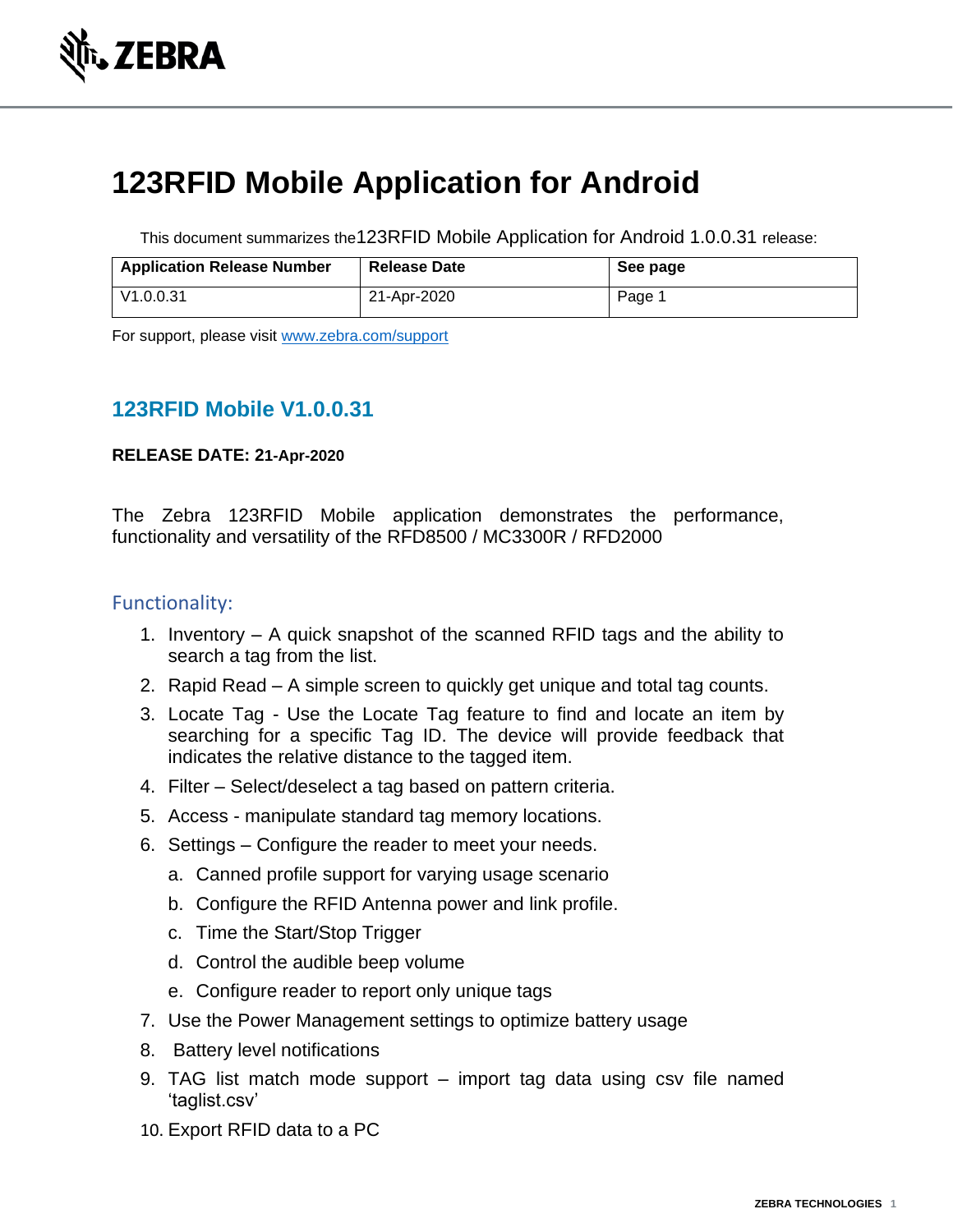# 123RFID Mobile Application for Android

This document summarizes the123RFID Mobile Application for Android 1.0.0.31 release:

| Application Release Number | Release Date | See page |
| --- | --- | --- |
| V1.0.0.31 | 21-Apr-2020 | Page 1 |

For support, please visit www.zebra.com/support

## 123RFID Mobile V1.0.0.31

**RELEASE DATE: 21-Apr-2020**

The Zebra 123RFID Mobile application demonstrates the performance, functionality and versatility of the RFD8500 / MC3300R / RFD2000

### Functionality:

1. Inventory – A quick snapshot of the scanned RFID tags and the ability to search a tag from the list.
2. Rapid Read – A simple screen to quickly get unique and total tag counts.
3. Locate Tag - Use the Locate Tag feature to find and locate an item by searching for a specific Tag ID. The device will provide feedback that indicates the relative distance to the tagged item.
4. Filter – Select/deselect a tag based on pattern criteria.
5. Access - manipulate standard tag memory locations.
6. Settings – Configure the reader to meet your needs.
   a. Canned profile support for varying usage scenario
   b. Configure the RFID Antenna power and link profile.
   c. Time the Start/Stop Trigger
   d. Control the audible beep volume
   e. Configure reader to report only unique tags
7. Use the Power Management settings to optimize battery usage
8. Battery level notifications
9. TAG list match mode support – import tag data using csv file named ‘taglist.csv’
10. Export RFID data to a PC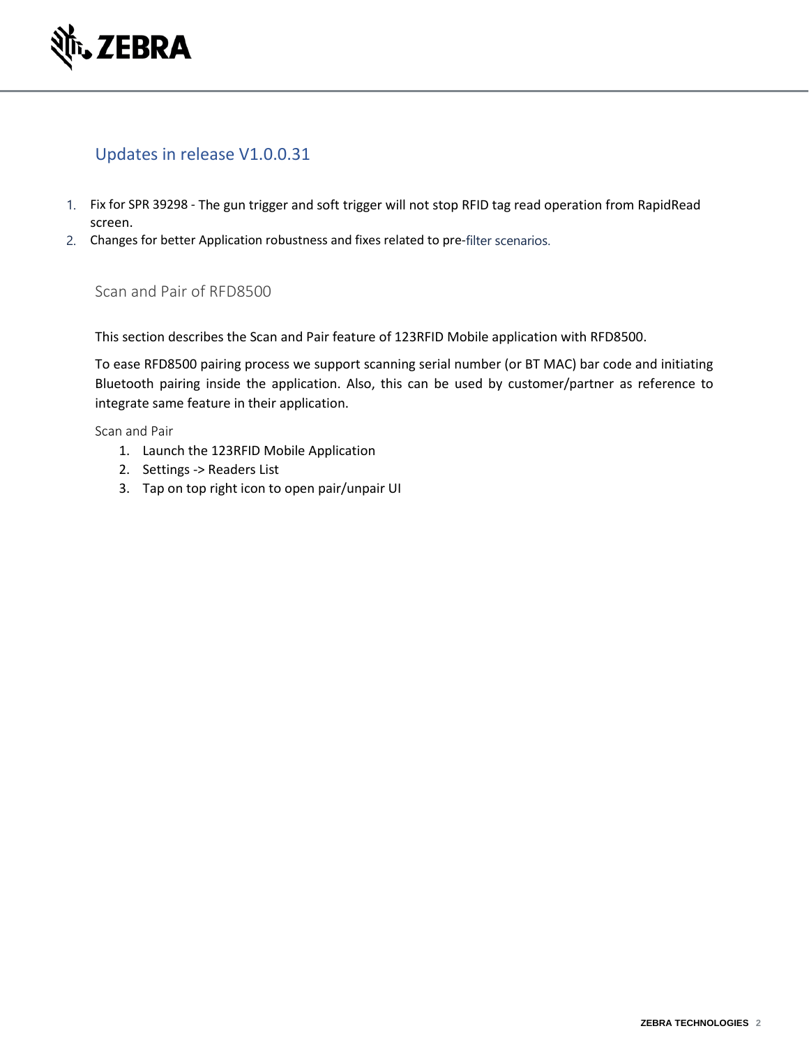## Updates in release V1.0.0.31

1. Fix for SPR 39298 - The gun trigger and soft trigger will not stop RFID tag read operation from RapidRead screen.
2. Changes for better Application robustness and fixes related to pre-filter scenarios.

### Scan and Pair of RFD8500

This section describes the Scan and Pair feature of 123RFID Mobile application with RFD8500.

To ease RFD8500 pairing process we support scanning serial number (or BT MAC) bar code and initiating Bluetooth pairing inside the application. Also, this can be used by customer/partner as reference to integrate same feature in their application.

#### Scan and Pair

1. Launch the 123RFID Mobile Application
2. Settings -> Readers List
3. Tap on top right icon to open pair/unpair UI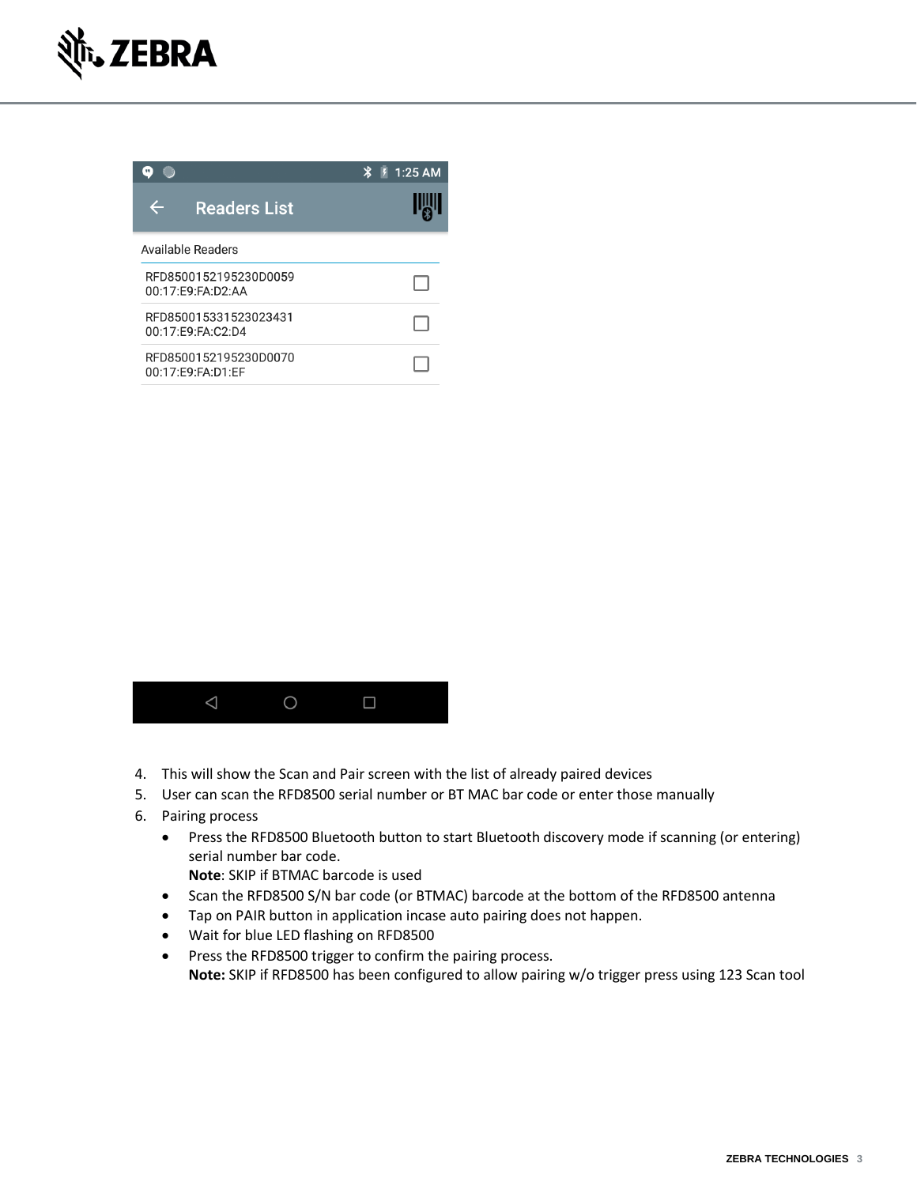4. This will show the Scan and Pair screen with the list of already paired devices
5. User can scan the RFD8500 serial number or BT MAC bar code or enter those manually
6. Pairing process
   - Press the RFD8500 Bluetooth button to start Bluetooth discovery mode if scanning (or entering) serial number bar code.
     **Note**: SKIP if BTMAC barcode is used
   - Scan the RFD8500 S/N bar code (or BTMAC) barcode at the bottom of the RFD8500 antenna
   - Tap on PAIR button in application incase auto pairing does not happen.
   - Wait for blue LED flashing on RFD8500
   - Press the RFD8500 trigger to confirm the pairing process.
     **Note:** SKIP if RFD8500 has been configured to allow pairing w/o trigger press using 123 Scan tool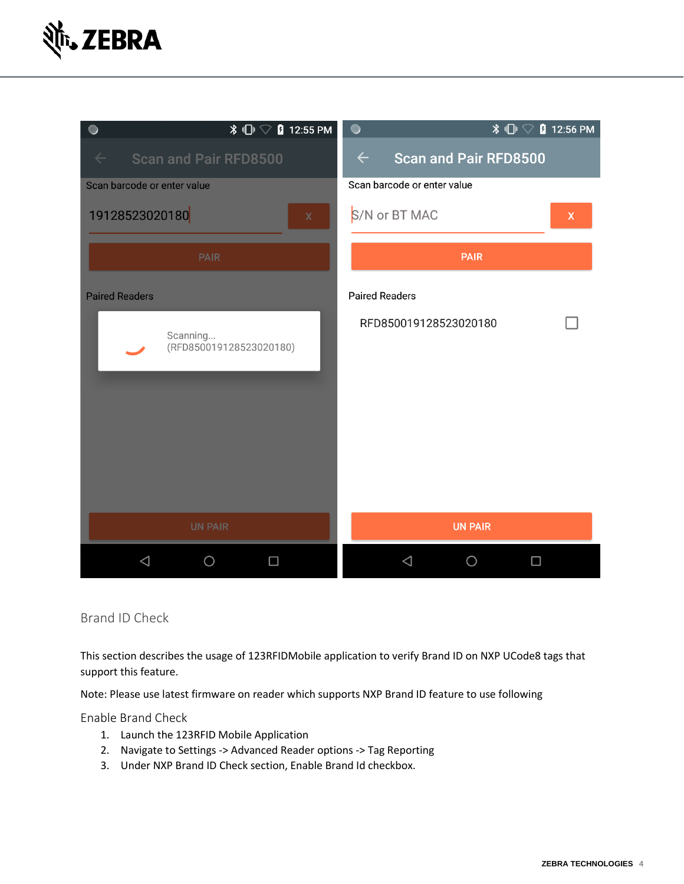## Brand ID Check

This section describes the usage of 123RFIDMobile application to verify Brand ID on NXP UCode8 tags that support this feature.

Note: Please use latest firmware on reader which supports NXP Brand ID feature to use following

### Enable Brand Check

1. Launch the 123RFID Mobile Application
2. Navigate to Settings -> Advanced Reader options -> Tag Reporting
3. Under NXP Brand ID Check section, Enable Brand Id checkbox.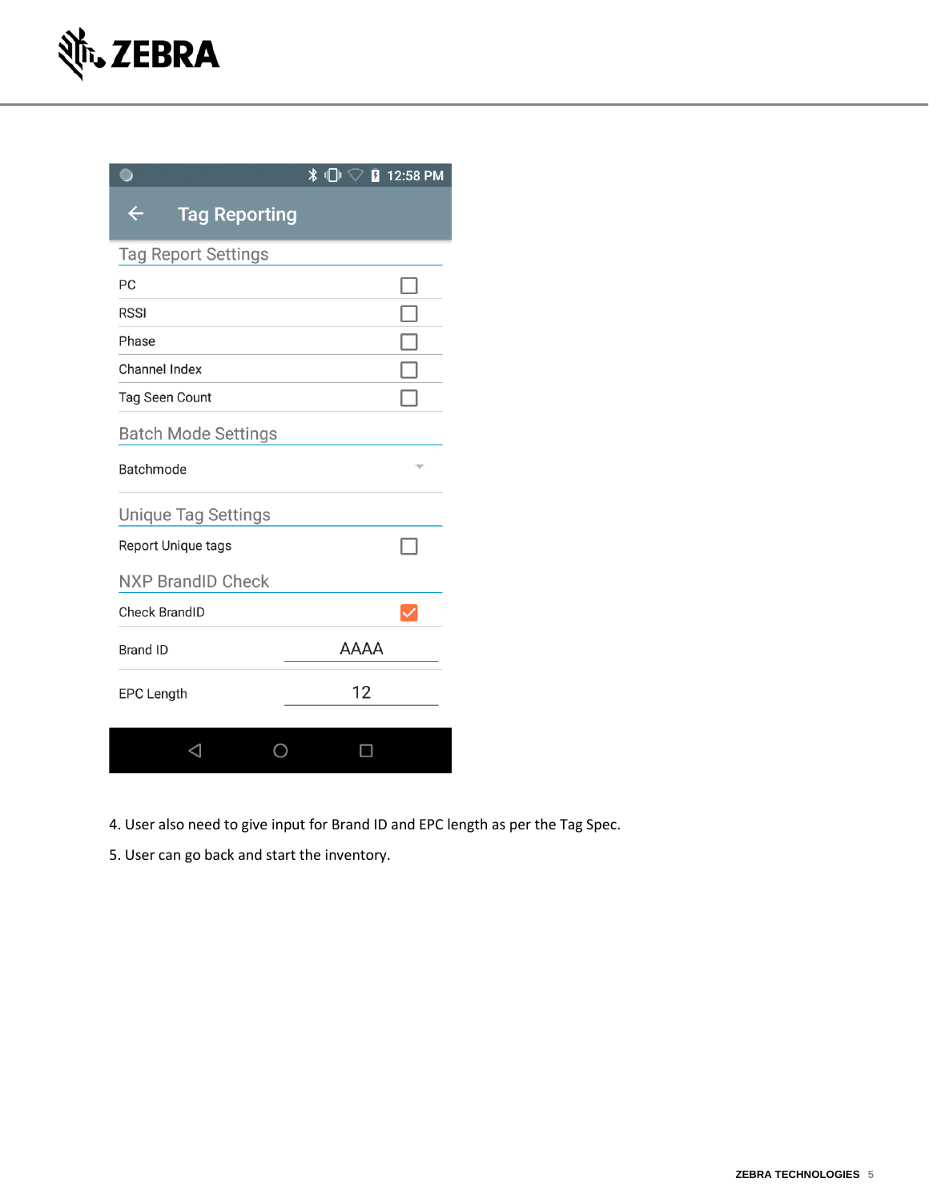Tag Reporting

Tag Report Settings

- PC ☐
- RSSI ☐
- Phase ☐
- Channel Index ☐
- Tag Seen Count ☐

Batch Mode Settings

- Batchmode

Unique Tag Settings

- Report Unique tags ☐

NXP BrandID Check

- Check BrandID ☑
- Brand ID: AAAA
- EPC Length: 12

4. User also need to give input for Brand ID and EPC length as per the Tag Spec.

5. User can go back and start the inventory.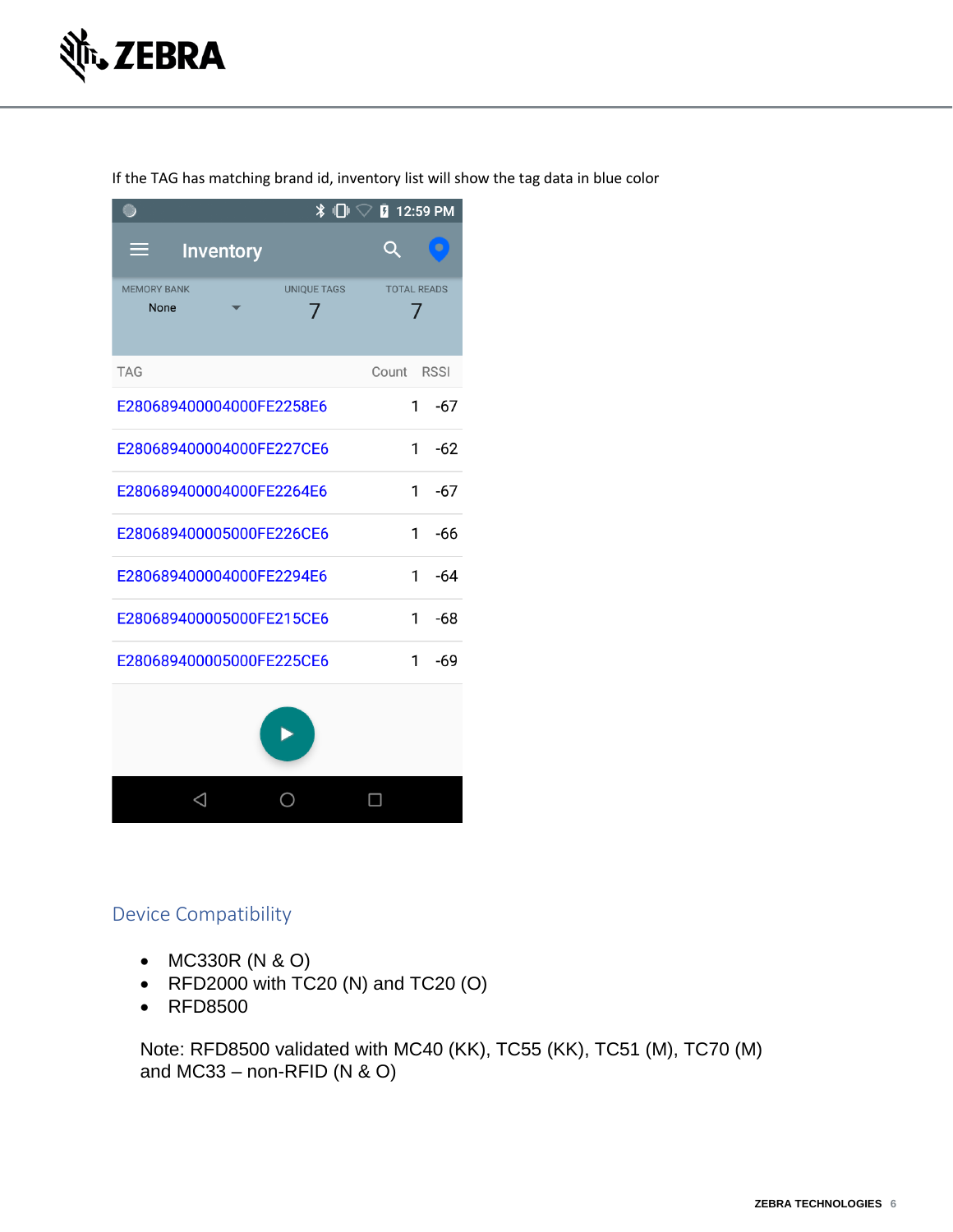If the TAG has matching brand id, inventory list will show the tag data in blue color

| TAG | Count | RSSI |
|---|---|---|
| E280689400004000FE2258E6 | 1 | -67 |
| E280689400004000FE227CE6 | 1 | -62 |
| E280689400004000FE2264E6 | 1 | -67 |
| E280689400005000FE226CE6 | 1 | -66 |
| E280689400004000FE2294E6 | 1 | -64 |
| E280689400005000FE215CE6 | 1 | -68 |
| E280689400005000FE225CE6 | 1 | -69 |

## Device Compatibility

- MC330R (N & O)
- RFD2000 with TC20 (N) and TC20 (O)
- RFD8500

Note: RFD8500 validated with MC40 (KK), TC55 (KK), TC51 (M), TC70 (M) and MC33 – non-RFID (N & O)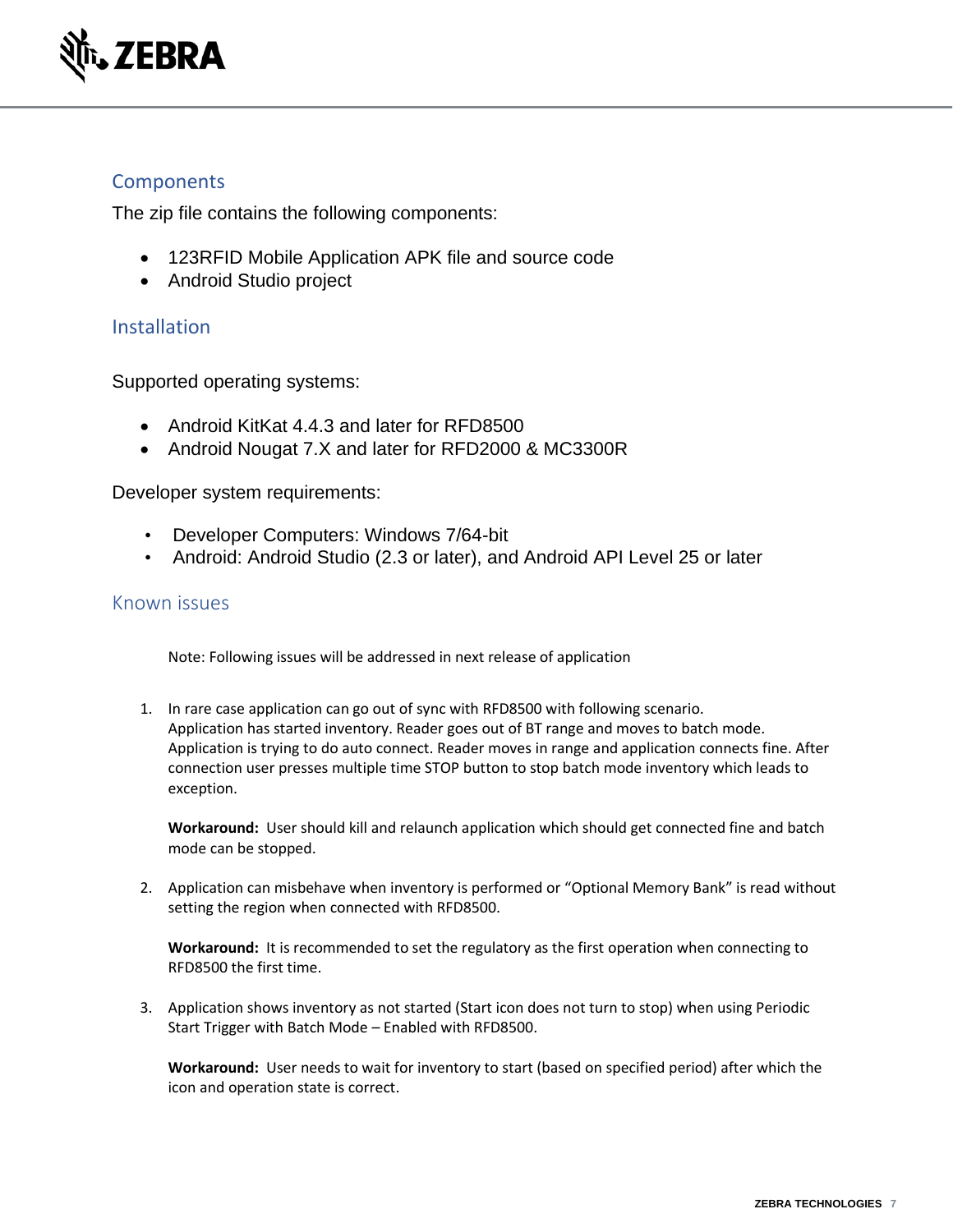## Components

The zip file contains the following components:

- 123RFID Mobile Application APK file and source code
- Android Studio project

## Installation

Supported operating systems:

- Android KitKat 4.4.3 and later for RFD8500
- Android Nougat 7.X and later for RFD2000 & MC3300R

Developer system requirements:

- Developer Computers: Windows 7/64-bit
- Android: Android Studio (2.3 or later), and Android API Level 25 or later

## Known issues

Note: Following issues will be addressed in next release of application

1. In rare case application can go out of sync with RFD8500 with following scenario. Application has started inventory. Reader goes out of BT range and moves to batch mode. Application is trying to do auto connect. Reader moves in range and application connects fine. After connection user presses multiple time STOP button to stop batch mode inventory which leads to exception.

   **Workaround:** User should kill and relaunch application which should get connected fine and batch mode can be stopped.

2. Application can misbehave when inventory is performed or “Optional Memory Bank” is read without setting the region when connected with RFD8500.

   **Workaround:** It is recommended to set the regulatory as the first operation when connecting to RFD8500 the first time.

3. Application shows inventory as not started (Start icon does not turn to stop) when using Periodic Start Trigger with Batch Mode – Enabled with RFD8500.

   **Workaround:** User needs to wait for inventory to start (based on specified period) after which the icon and operation state is correct.